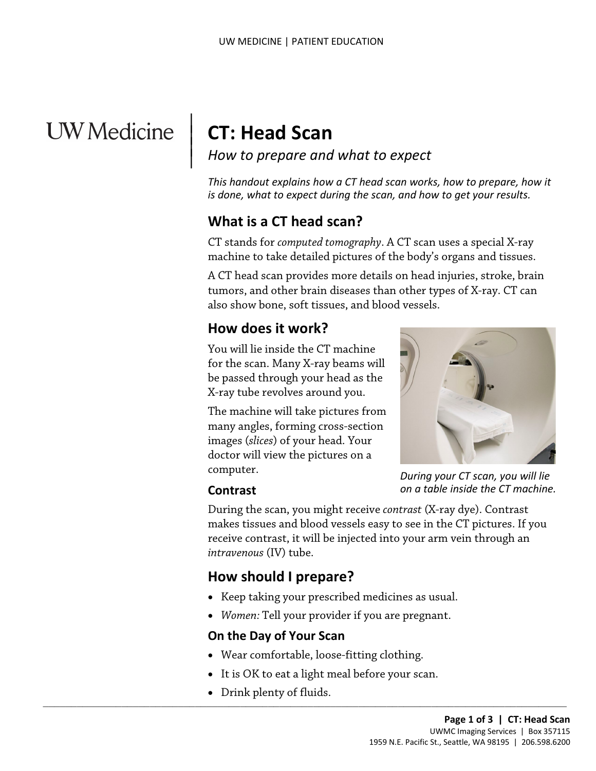# CT: Head Scan

*How to prepare and what to expect*

*This handout explains how a CT head scan works, how to prepare, how it is done, what to expect during the scan, and how to get your results.*

## What is a CT head scan?

CT stands for *computed tomography*. A CT scan uses a special X-ray machine to take detailed pictures of the body's organs and tissues.

A CT head scan provides more details on head injuries, stroke, brain tumors, and other brain diseases than other types of X-ray. CT can also show bone, soft tissues, and blood vessels.

## How does it work?

You will lie inside the CT machine for the scan. Many X-ray beams will be passed through your head as the X-ray tube revolves around you.

The machine will take pictures from many angles, forming cross-section images (*slices*) of your head. Your doctor will view the pictures on a computer.

*During your CT scan, you will lie on a table inside the CT machine.*

### Contrast

During the scan, you might receive *contrast* (X-ray dye). Contrast makes tissues and blood vessels easy to see in the CT pictures. If you receive contrast, it will be injected into your arm vein through an *intravenous* (IV) tube.

## How should I prepare?

- Keep taking your prescribed medicines as usual.
- *Women:* Tell your provider if you are pregnant.

### On the Day of Your Scan

- Wear comfortable, loose-fitting clothing.
- It is OK to eat a light meal before your scan.
- Drink plenty of fluids.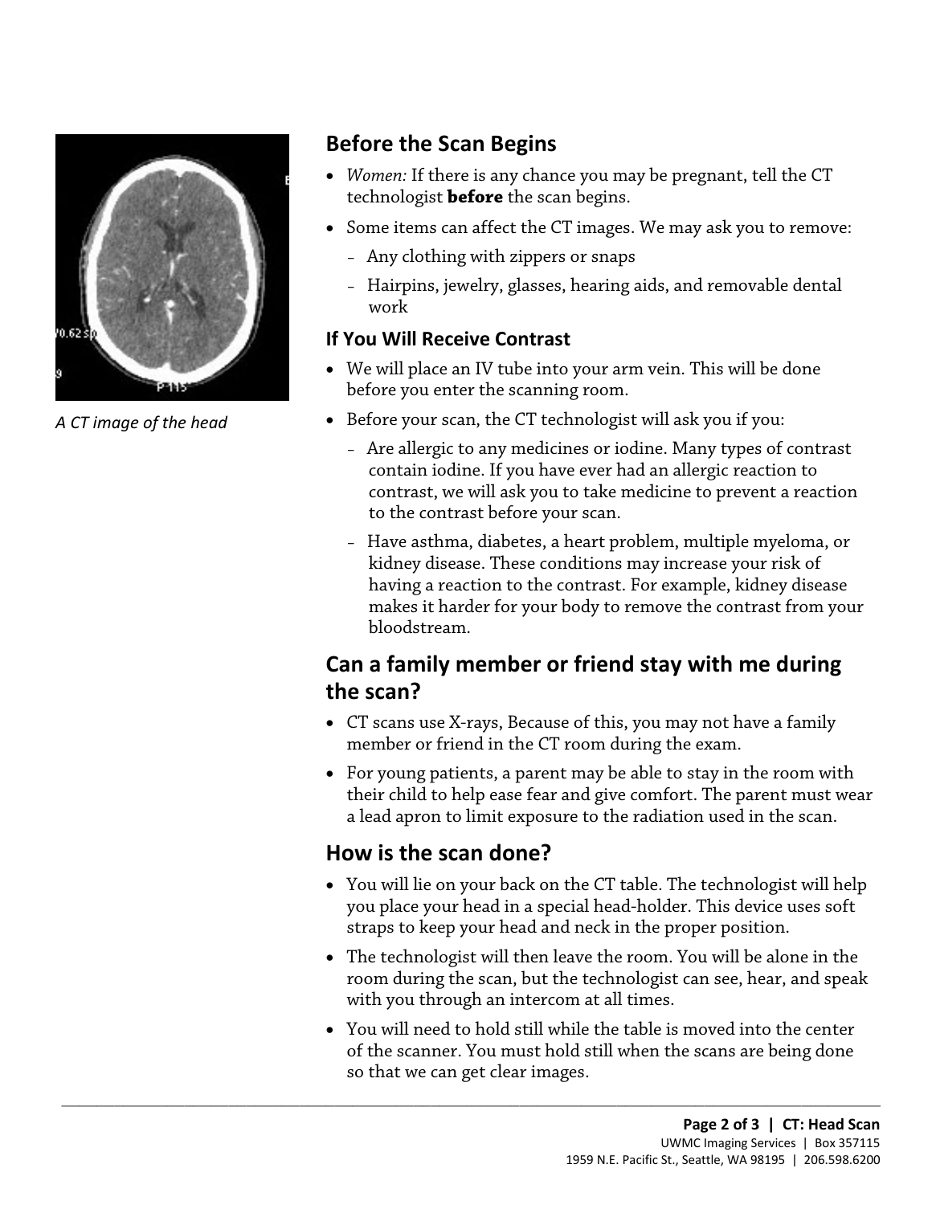A CT image of the head

## Before the Scan Begins

- *Women:* If there is any chance you may be pregnant, tell the CT technologist **before** the scan begins.
- Some items can affect the CT images. We may ask you to remove:
  - Any clothing with zippers or snaps
  - Hairpins, jewelry, glasses, hearing aids, and removable dental work

### If You Will Receive Contrast

- We will place an IV tube into your arm vein. This will be done before you enter the scanning room.
- Before your scan, the CT technologist will ask you if you:
  - Are allergic to any medicines or iodine. Many types of contrast contain iodine. If you have ever had an allergic reaction to contrast, we will ask you to take medicine to prevent a reaction to the contrast before your scan.
  - Have asthma, diabetes, a heart problem, multiple myeloma, or kidney disease. These conditions may increase your risk of having a reaction to the contrast. For example, kidney disease makes it harder for your body to remove the contrast from your bloodstream.

## Can a family member or friend stay with me during the scan?

- CT scans use X-rays, Because of this, you may not have a family member or friend in the CT room during the exam.
- For young patients, a parent may be able to stay in the room with their child to help ease fear and give comfort. The parent must wear a lead apron to limit exposure to the radiation used in the scan.

## How is the scan done?

- You will lie on your back on the CT table. The technologist will help you place your head in a special head-holder. This device uses soft straps to keep your head and neck in the proper position.
- The technologist will then leave the room. You will be alone in the room during the scan, but the technologist can see, hear, and speak with you through an intercom at all times.
- You will need to hold still while the table is moved into the center of the scanner. You must hold still when the scans are being done so that we can get clear images.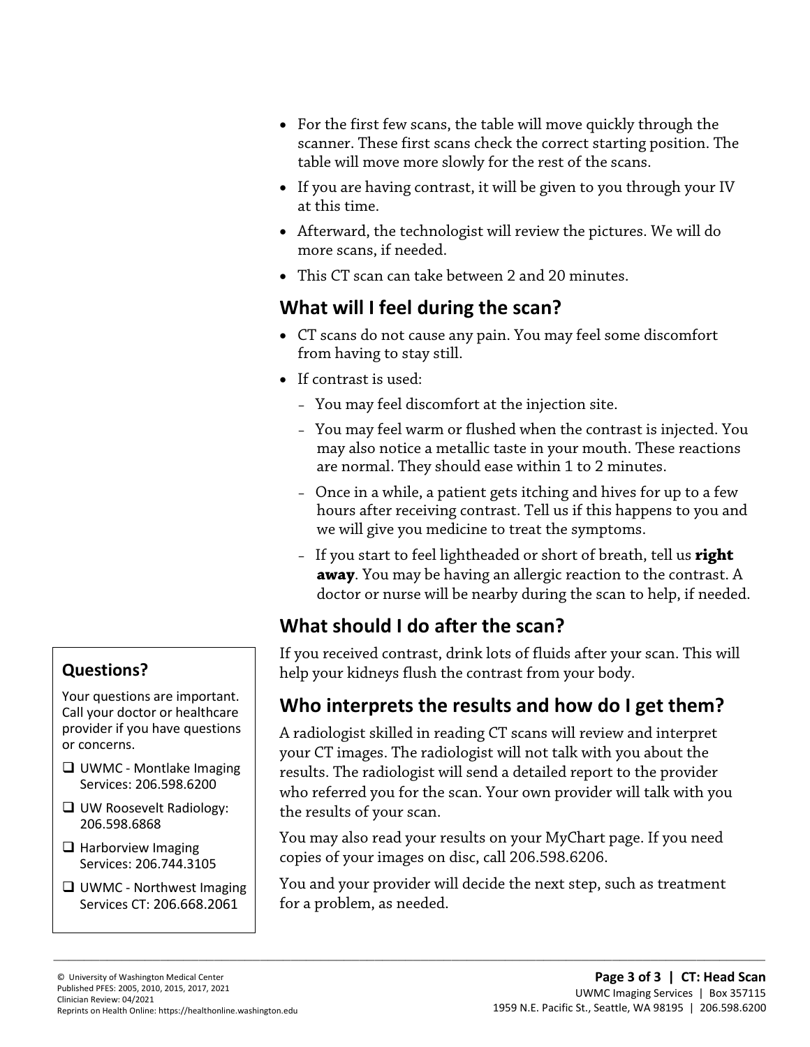- For the first few scans, the table will move quickly through the scanner. These first scans check the correct starting position. The table will move more slowly for the rest of the scans.
- If you are having contrast, it will be given to you through your IV at this time.
- Afterward, the technologist will review the pictures. We will do more scans, if needed.
- This CT scan can take between 2 and 20 minutes.

## What will I feel during the scan?

- CT scans do not cause any pain. You may feel some discomfort from having to stay still.
- If contrast is used:
  - You may feel discomfort at the injection site.
  - You may feel warm or flushed when the contrast is injected. You may also notice a metallic taste in your mouth. These reactions are normal. They should ease within 1 to 2 minutes.
  - Once in a while, a patient gets itching and hives for up to a few hours after receiving contrast. Tell us if this happens to you and we will give you medicine to treat the symptoms.
  - If you start to feel lightheaded or short of breath, tell us **right away**. You may be having an allergic reaction to the contrast. A doctor or nurse will be nearby during the scan to help, if needed.

## What should I do after the scan?

If you received contrast, drink lots of fluids after your scan. This will help your kidneys flush the contrast from your body.

## Who interprets the results and how do I get them?

A radiologist skilled in reading CT scans will review and interpret your CT images. The radiologist will not talk with you about the results. The radiologist will send a detailed report to the provider who referred you for the scan. Your own provider will talk with you the results of your scan.

You may also read your results on your MyChart page. If you need copies of your images on disc, call 206.598.6206.

You and your provider will decide the next step, such as treatment for a problem, as needed.

### Questions?

Your questions are important. Call your doctor or healthcare provider if you have questions or concerns.

- ☐ UWMC - Montlake Imaging Services: 206.598.6200
- ☐ UW Roosevelt Radiology: 206.598.6868
- ☐ Harborview Imaging Services: 206.744.3105
- ☐ UWMC - Northwest Imaging Services CT: 206.668.2061

© University of Washington Medical Center
Published PFES: 2005, 2010, 2015, 2017, 2021
Clinician Review: 04/2021
Reprints on Health Online: https://healthonline.washington.edu

UWMC Imaging Services | Box 357115
1959 N.E. Pacific St., Seattle, WA 98195 | 206.598.6200